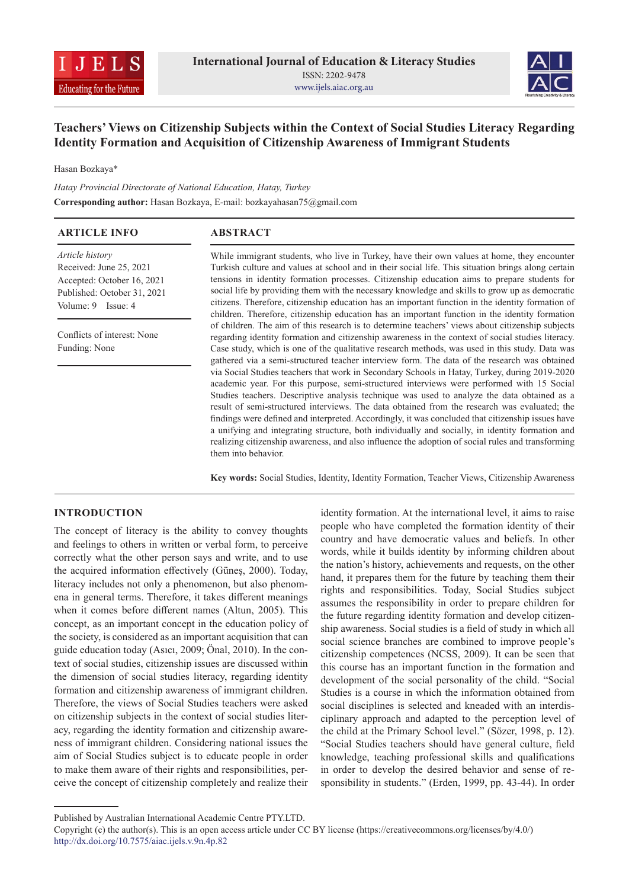# Teachers' Views on Citizenship Subjects within the Context of Social Studies Literacy Regarding Identity Formation and Acquisition of Citizenship Awareness of Immigrant Students

Hasan Bozkaya*

*Hatay Provincial Directorate of National Education, Hatay, Turkey*

**Corresponding author:** Hasan Bozkaya, E-mail: bozkayahasan75@gmail.com

## ARTICLE INFO

*Article history*
Received: June 25, 2021
Accepted: October 16, 2021
Published: October 31, 2021
Volume: 9 Issue: 4

Conflicts of interest: None
Funding: None

## ABSTRACT

While immigrant students, who live in Turkey, have their own values at home, they encounter Turkish culture and values at school and in their social life. This situation brings along certain tensions in identity formation processes. Citizenship education aims to prepare students for social life by providing them with the necessary knowledge and skills to grow up as democratic citizens. Therefore, citizenship education has an important function in the identity formation of children. Therefore, citizenship education has an important function in the identity formation of children. The aim of this research is to determine teachers' views about citizenship subjects regarding identity formation and citizenship awareness in the context of social studies literacy. Case study, which is one of the qualitative research methods, was used in this study. Data was gathered via a semi-structured teacher interview form. The data of the research was obtained via Social Studies teachers that work in Secondary Schools in Hatay, Turkey, during 2019-2020 academic year. For this purpose, semi-structured interviews were performed with 15 Social Studies teachers. Descriptive analysis technique was used to analyze the data obtained as a result of semi-structured interviews. The data obtained from the research was evaluated; the findings were defined and interpreted. Accordingly, it was concluded that citizenship issues have a unifying and integrating structure, both individually and socially, in identity formation and realizing citizenship awareness, and also influence the adoption of social rules and transforming them into behavior.

**Key words:** Social Studies, Identity, Identity Formation, Teacher Views, Citizenship Awareness

## INTRODUCTION

The concept of literacy is the ability to convey thoughts and feelings to others in written or verbal form, to perceive correctly what the other person says and write, and to use the acquired information effectively (Güneş, 2000). Today, literacy includes not only a phenomenon, but also phenomena in general terms. Therefore, it takes different meanings when it comes before different names (Altun, 2005). This concept, as an important concept in the education policy of the society, is considered as an important acquisition that can guide education today (Asıcı, 2009; Önal, 2010). In the context of social studies, citizenship issues are discussed within the dimension of social studies literacy, regarding identity formation and citizenship awareness of immigrant children. Therefore, the views of Social Studies teachers were asked on citizenship subjects in the context of social studies literacy, regarding the identity formation and citizenship awareness of immigrant children. Considering national issues the aim of Social Studies subject is to educate people in order to make them aware of their rights and responsibilities, perceive the concept of citizenship completely and realize their identity formation. At the international level, it aims to raise people who have completed the formation identity of their country and have democratic values and beliefs. In other words, while it builds identity by informing children about the nation's history, achievements and requests, on the other hand, it prepares them for the future by teaching them their rights and responsibilities. Today, Social Studies subject assumes the responsibility in order to prepare children for the future regarding identity formation and develop citizenship awareness. Social studies is a field of study in which all social science branches are combined to improve people's citizenship competences (NCSS, 2009). It can be seen that this course has an important function in the formation and development of the social personality of the child. "Social Studies is a course in which the information obtained from social disciplines is selected and kneaded with an interdisciplinary approach and adapted to the perception level of the child at the Primary School level." (Sözer, 1998, p. 12). "Social Studies teachers should have general culture, field knowledge, teaching professional skills and qualifications in order to develop the desired behavior and sense of responsibility in students." (Erden, 1999, pp. 43-44). In order

Published by Australian International Academic Centre PTY.LTD.
Copyright (c) the author(s). This is an open access article under CC BY license (https://creativecommons.org/licenses/by/4.0/)
http://dx.doi.org/10.7575/aiac.ijels.v.9n.4p.82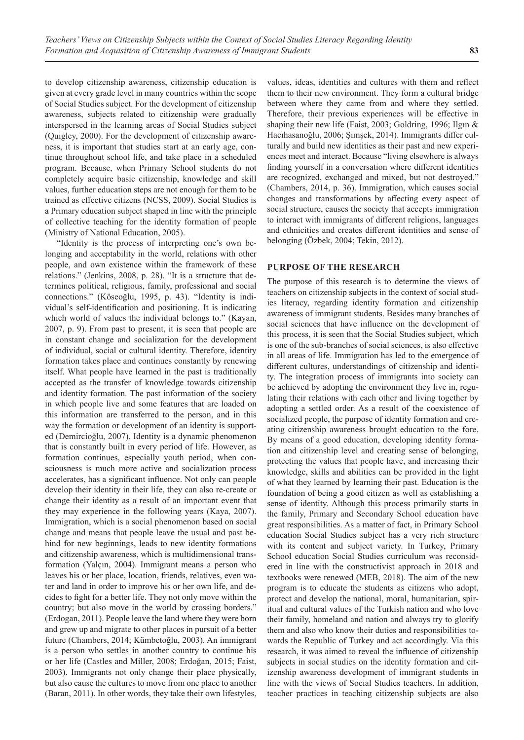to develop citizenship awareness, citizenship education is given at every grade level in many countries within the scope of Social Studies subject. For the development of citizenship awareness, subjects related to citizenship were gradually interspersed in the learning areas of Social Studies subject (Quigley, 2000). For the development of citizenship awareness, it is important that studies start at an early age, continue throughout school life, and take place in a scheduled program. Because, when Primary School students do not completely acquire basic citizenship, knowledge and skill values, further education steps are not enough for them to be trained as effective citizens (NCSS, 2009). Social Studies is a Primary education subject shaped in line with the principle of collective teaching for the identity formation of people (Ministry of National Education, 2005).

"Identity is the process of interpreting one's own belonging and acceptability in the world, relations with other people, and own existence within the framework of these relations." (Jenkins, 2008, p. 28). "It is a structure that determines political, religious, family, professional and social connections." (Köseoğlu, 1995, p. 43). "Identity is individual's self-identification and positioning. It is indicating which world of values the individual belongs to." (Kayan, 2007, p. 9). From past to present, it is seen that people are in constant change and socialization for the development of individual, social or cultural identity. Therefore, identity formation takes place and continues constantly by renewing itself. What people have learned in the past is traditionally accepted as the transfer of knowledge towards citizenship and identity formation. The past information of the society in which people live and some features that are loaded on this information are transferred to the person, and in this way the formation or development of an identity is supported (Demircioğlu, 2007). Identity is a dynamic phenomenon that is constantly built in every period of life. However, as formation continues, especially youth period, when consciousness is much more active and socialization process accelerates, has a significant influence. Not only can people develop their identity in their life, they can also re-create or change their identity as a result of an important event that they may experience in the following years (Kaya, 2007). Immigration, which is a social phenomenon based on social change and means that people leave the usual and past behind for new beginnings, leads to new identity formations and citizenship awareness, which is multidimensional transformation (Yalçın, 2004). Immigrant means a person who leaves his or her place, location, friends, relatives, even water and land in order to improve his or her own life, and decides to fight for a better life. They not only move within the country; but also move in the world by crossing borders." (Erdogan, 2011). People leave the land where they were born and grew up and migrate to other places in pursuit of a better future (Chambers, 2014; Kümbetoğlu, 2003). An immigrant is a person who settles in another country to continue his or her life (Castles and Miller, 2008; Erdoğan, 2015; Faist, 2003). Immigrants not only change their place physically, but also cause the cultures to move from one place to another (Baran, 2011). In other words, they take their own lifestyles, values, ideas, identities and cultures with them and reflect them to their new environment. They form a cultural bridge between where they came from and where they settled. Therefore, their previous experiences will be effective in shaping their new life (Faist, 2003; Goldring, 1996; Ilgın & Hacıhasanoğlu, 2006; Şimşek, 2014). Immigrants differ culturally and build new identities as their past and new experiences meet and interact. Because "living elsewhere is always finding yourself in a conversation where different identities are recognized, exchanged and mixed, but not destroyed." (Chambers, 2014, p. 36). Immigration, which causes social changes and transformations by affecting every aspect of social structure, causes the society that accepts immigration to interact with immigrants of different religions, languages and ethnicities and creates different identities and sense of belonging (Özbek, 2004; Tekin, 2012).

## PURPOSE OF THE RESEARCH

The purpose of this research is to determine the views of teachers on citizenship subjects in the context of social studies literacy, regarding identity formation and citizenship awareness of immigrant students. Besides many branches of social sciences that have influence on the development of this process, it is seen that the Social Studies subject, which is one of the sub-branches of social sciences, is also effective in all areas of life. Immigration has led to the emergence of different cultures, understandings of citizenship and identity. The integration process of immigrants into society can be achieved by adopting the environment they live in, regulating their relations with each other and living together by adopting a settled order. As a result of the coexistence of socialized people, the purpose of identity formation and creating citizenship awareness brought education to the fore. By means of a good education, developing identity formation and citizenship level and creating sense of belonging, protecting the values that people have, and increasing their knowledge, skills and abilities can be provided in the light of what they learned by learning their past. Education is the foundation of being a good citizen as well as establishing a sense of identity. Although this process primarily starts in the family, Primary and Secondary School education have great responsibilities. As a matter of fact, in Primary School education Social Studies subject has a very rich structure with its content and subject variety. In Turkey, Primary School education Social Studies curriculum was reconsidered in line with the constructivist approach in 2018 and textbooks were renewed (MEB, 2018). The aim of the new program is to educate the students as citizens who adopt, protect and develop the national, moral, humanitarian, spiritual and cultural values of the Turkish nation and who love their family, homeland and nation and always try to glorify them and also who know their duties and responsibilities towards the Republic of Turkey and act accordingly. Via this research, it was aimed to reveal the influence of citizenship subjects in social studies on the identity formation and citizenship awareness development of immigrant students in line with the views of Social Studies teachers. In addition, teacher practices in teaching citizenship subjects are also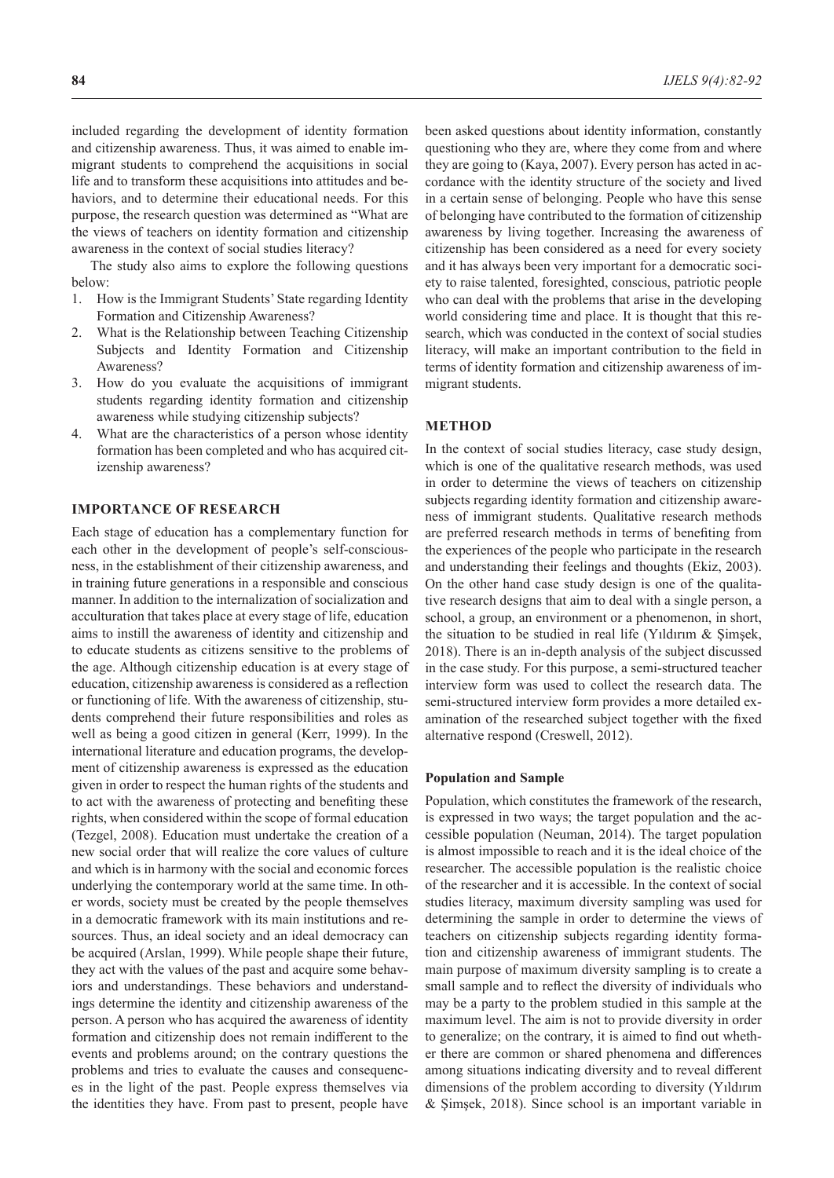included regarding the development of identity formation and citizenship awareness. Thus, it was aimed to enable immigrant students to comprehend the acquisitions in social life and to transform these acquisitions into attitudes and behaviors, and to determine their educational needs. For this purpose, the research question was determined as "What are the views of teachers on identity formation and citizenship awareness in the context of social studies literacy?

The study also aims to explore the following questions below:

1. How is the Immigrant Students' State regarding Identity Formation and Citizenship Awareness?
2. What is the Relationship between Teaching Citizenship Subjects and Identity Formation and Citizenship Awareness?
3. How do you evaluate the acquisitions of immigrant students regarding identity formation and citizenship awareness while studying citizenship subjects?
4. What are the characteristics of a person whose identity formation has been completed and who has acquired citizenship awareness?

## IMPORTANCE OF RESEARCH

Each stage of education has a complementary function for each other in the development of people's self-consciousness, in the establishment of their citizenship awareness, and in training future generations in a responsible and conscious manner. In addition to the internalization of socialization and acculturation that takes place at every stage of life, education aims to instill the awareness of identity and citizenship and to educate students as citizens sensitive to the problems of the age. Although citizenship education is at every stage of education, citizenship awareness is considered as a reflection or functioning of life. With the awareness of citizenship, students comprehend their future responsibilities and roles as well as being a good citizen in general (Kerr, 1999). In the international literature and education programs, the development of citizenship awareness is expressed as the education given in order to respect the human rights of the students and to act with the awareness of protecting and benefiting these rights, when considered within the scope of formal education (Tezgel, 2008). Education must undertake the creation of a new social order that will realize the core values of culture and which is in harmony with the social and economic forces underlying the contemporary world at the same time. In other words, society must be created by the people themselves in a democratic framework with its main institutions and resources. Thus, an ideal society and an ideal democracy can be acquired (Arslan, 1999). While people shape their future, they act with the values of the past and acquire some behaviors and understandings. These behaviors and understandings determine the identity and citizenship awareness of the person. A person who has acquired the awareness of identity formation and citizenship does not remain indifferent to the events and problems around; on the contrary questions the problems and tries to evaluate the causes and consequences in the light of the past. People express themselves via the identities they have. From past to present, people have been asked questions about identity information, constantly questioning who they are, where they come from and where they are going to (Kaya, 2007). Every person has acted in accordance with the identity structure of the society and lived in a certain sense of belonging. People who have this sense of belonging have contributed to the formation of citizenship awareness by living together. Increasing the awareness of citizenship has been considered as a need for every society and it has always been very important for a democratic society to raise talented, foresighted, conscious, patriotic people who can deal with the problems that arise in the developing world considering time and place. It is thought that this research, which was conducted in the context of social studies literacy, will make an important contribution to the field in terms of identity formation and citizenship awareness of immigrant students.

## METHOD

In the context of social studies literacy, case study design, which is one of the qualitative research methods, was used in order to determine the views of teachers on citizenship subjects regarding identity formation and citizenship awareness of immigrant students. Qualitative research methods are preferred research methods in terms of benefiting from the experiences of the people who participate in the research and understanding their feelings and thoughts (Ekiz, 2003). On the other hand case study design is one of the qualitative research designs that aim to deal with a single person, a school, a group, an environment or a phenomenon, in short, the situation to be studied in real life (Yıldırım & Şimşek, 2018). There is an in-depth analysis of the subject discussed in the case study. For this purpose, a semi-structured teacher interview form was used to collect the research data. The semi-structured interview form provides a more detailed examination of the researched subject together with the fixed alternative respond (Creswell, 2012).

### Population and Sample

Population, which constitutes the framework of the research, is expressed in two ways; the target population and the accessible population (Neuman, 2014). The target population is almost impossible to reach and it is the ideal choice of the researcher. The accessible population is the realistic choice of the researcher and it is accessible. In the context of social studies literacy, maximum diversity sampling was used for determining the sample in order to determine the views of teachers on citizenship subjects regarding identity formation and citizenship awareness of immigrant students. The main purpose of maximum diversity sampling is to create a small sample and to reflect the diversity of individuals who may be a party to the problem studied in this sample at the maximum level. The aim is not to provide diversity in order to generalize; on the contrary, it is aimed to find out whether there are common or shared phenomena and differences among situations indicating diversity and to reveal different dimensions of the problem according to diversity (Yıldırım & Şimşek, 2018). Since school is an important variable in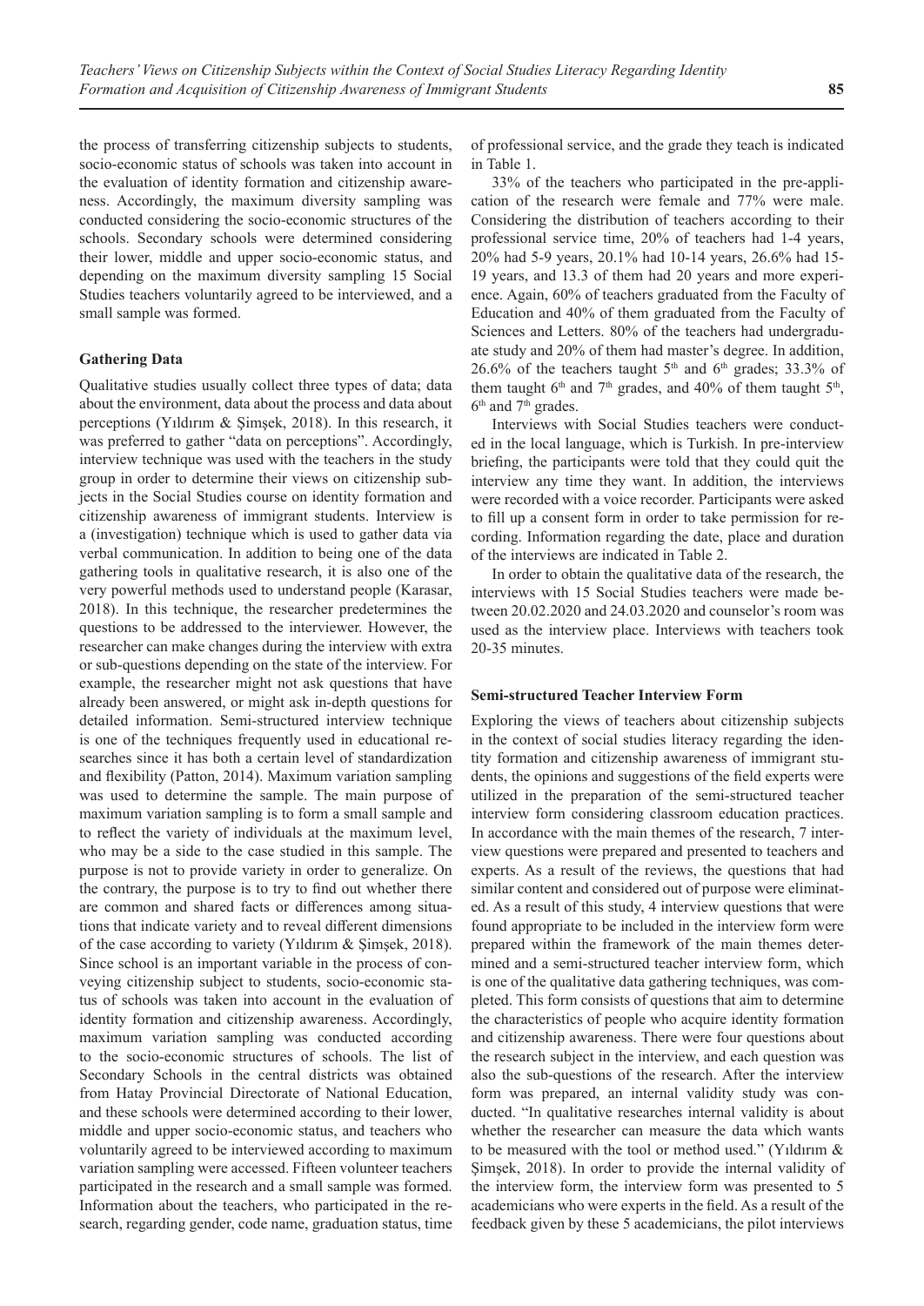the process of transferring citizenship subjects to students, socio-economic status of schools was taken into account in the evaluation of identity formation and citizenship awareness. Accordingly, the maximum diversity sampling was conducted considering the socio-economic structures of the schools. Secondary schools were determined considering their lower, middle and upper socio-economic status, and depending on the maximum diversity sampling 15 Social Studies teachers voluntarily agreed to be interviewed, and a small sample was formed.

### Gathering Data

Qualitative studies usually collect three types of data; data about the environment, data about the process and data about perceptions (Yıldırım & Şimşek, 2018). In this research, it was preferred to gather "data on perceptions". Accordingly, interview technique was used with the teachers in the study group in order to determine their views on citizenship subjects in the Social Studies course on identity formation and citizenship awareness of immigrant students. Interview is a (investigation) technique which is used to gather data via verbal communication. In addition to being one of the data gathering tools in qualitative research, it is also one of the very powerful methods used to understand people (Karasar, 2018). In this technique, the researcher predetermines the questions to be addressed to the interviewer. However, the researcher can make changes during the interview with extra or sub-questions depending on the state of the interview. For example, the researcher might not ask questions that have already been answered, or might ask in-depth questions for detailed information. Semi-structured interview technique is one of the techniques frequently used in educational researches since it has both a certain level of standardization and flexibility (Patton, 2014). Maximum variation sampling was used to determine the sample. The main purpose of maximum variation sampling is to form a small sample and to reflect the variety of individuals at the maximum level, who may be a side to the case studied in this sample. The purpose is not to provide variety in order to generalize. On the contrary, the purpose is to try to find out whether there are common and shared facts or differences among situations that indicate variety and to reveal different dimensions of the case according to variety (Yıldırım & Şimşek, 2018). Since school is an important variable in the process of conveying citizenship subject to students, socio-economic status of schools was taken into account in the evaluation of identity formation and citizenship awareness. Accordingly, maximum variation sampling was conducted according to the socio-economic structures of schools. The list of Secondary Schools in the central districts was obtained from Hatay Provincial Directorate of National Education, and these schools were determined according to their lower, middle and upper socio-economic status, and teachers who voluntarily agreed to be interviewed according to maximum variation sampling were accessed. Fifteen volunteer teachers participated in the research and a small sample was formed. Information about the teachers, who participated in the research, regarding gender, code name, graduation status, time of professional service, and the grade they teach is indicated in Table 1.

33% of the teachers who participated in the pre-application of the research were female and 77% were male. Considering the distribution of teachers according to their professional service time, 20% of teachers had 1-4 years, 20% had 5-9 years, 20.1% had 10-14 years, 26.6% had 15-19 years, and 13.3 of them had 20 years and more experience. Again, 60% of teachers graduated from the Faculty of Education and 40% of them graduated from the Faculty of Sciences and Letters. 80% of the teachers had undergraduate study and 20% of them had master's degree. In addition, 26.6% of the teachers taught 5th and 6th grades; 33.3% of them taught 6th and 7th grades, and 40% of them taught 5th, 6th and 7th grades.

Interviews with Social Studies teachers were conducted in the local language, which is Turkish. In pre-interview briefing, the participants were told that they could quit the interview any time they want. In addition, the interviews were recorded with a voice recorder. Participants were asked to fill up a consent form in order to take permission for recording. Information regarding the date, place and duration of the interviews are indicated in Table 2.

In order to obtain the qualitative data of the research, the interviews with 15 Social Studies teachers were made between 20.02.2020 and 24.03.2020 and counselor's room was used as the interview place. Interviews with teachers took 20-35 minutes.

### Semi-structured Teacher Interview Form

Exploring the views of teachers about citizenship subjects in the context of social studies literacy regarding the identity formation and citizenship awareness of immigrant students, the opinions and suggestions of the field experts were utilized in the preparation of the semi-structured teacher interview form considering classroom education practices. In accordance with the main themes of the research, 7 interview questions were prepared and presented to teachers and experts. As a result of the reviews, the questions that had similar content and considered out of purpose were eliminated. As a result of this study, 4 interview questions that were found appropriate to be included in the interview form were prepared within the framework of the main themes determined and a semi-structured teacher interview form, which is one of the qualitative data gathering techniques, was completed. This form consists of questions that aim to determine the characteristics of people who acquire identity formation and citizenship awareness. There were four questions about the research subject in the interview, and each question was also the sub-questions of the research. After the interview form was prepared, an internal validity study was conducted. "In qualitative researches internal validity is about whether the researcher can measure the data which wants to be measured with the tool or method used." (Yıldırım & Şimşek, 2018). In order to provide the internal validity of the interview form, the interview form was presented to 5 academicians who were experts in the field. As a result of the feedback given by these 5 academicians, the pilot interviews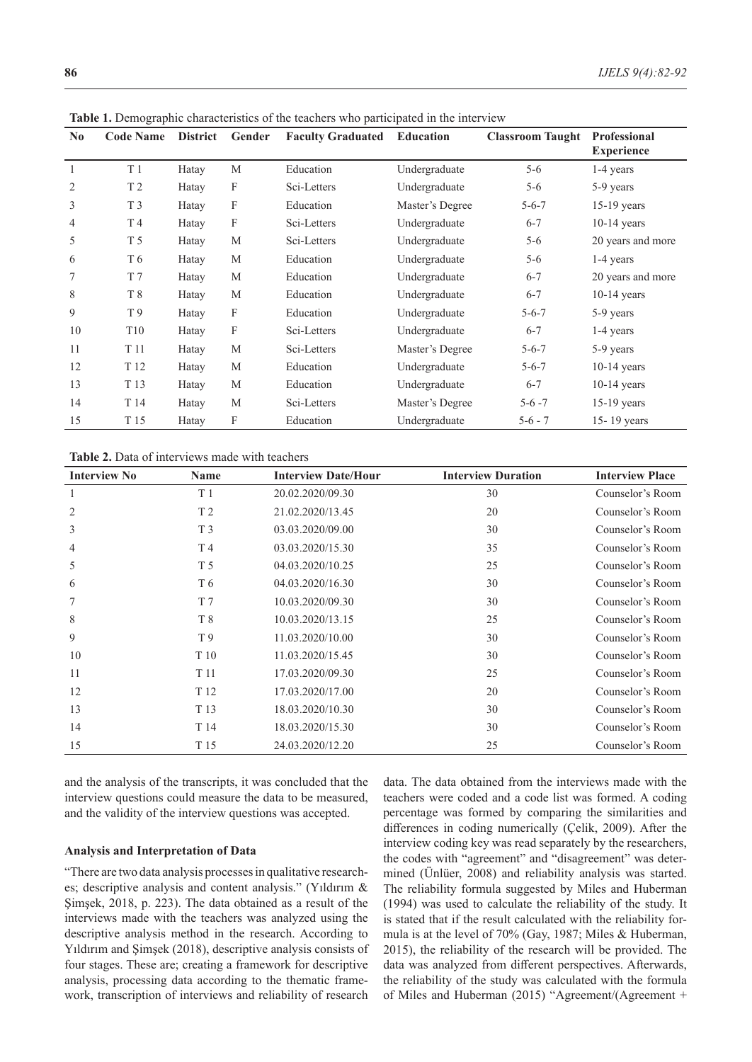**Table 1.** Demographic characteristics of the teachers who participated in the interview

| No | Code Name | District | Gender | Faculty Graduated | Education | Classroom Taught | Professional Experience |
|---|---|---|---|---|---|---|---|
| 1 | T 1 | Hatay | M | Education | Undergraduate | 5-6 | 1-4 years |
| 2 | T 2 | Hatay | F | Sci-Letters | Undergraduate | 5-6 | 5-9 years |
| 3 | T 3 | Hatay | F | Education | Master's Degree | 5-6-7 | 15-19 years |
| 4 | T 4 | Hatay | F | Sci-Letters | Undergraduate | 6-7 | 10-14 years |
| 5 | T 5 | Hatay | M | Sci-Letters | Undergraduate | 5-6 | 20 years and more |
| 6 | T 6 | Hatay | M | Education | Undergraduate | 5-6 | 1-4 years |
| 7 | T 7 | Hatay | M | Education | Undergraduate | 6-7 | 20 years and more |
| 8 | T 8 | Hatay | M | Education | Undergraduate | 6-7 | 10-14 years |
| 9 | T 9 | Hatay | F | Education | Undergraduate | 5-6-7 | 5-9 years |
| 10 | T10 | Hatay | F | Sci-Letters | Undergraduate | 6-7 | 1-4 years |
| 11 | T 11 | Hatay | M | Sci-Letters | Master's Degree | 5-6-7 | 5-9 years |
| 12 | T 12 | Hatay | M | Education | Undergraduate | 5-6-7 | 10-14 years |
| 13 | T 13 | Hatay | M | Education | Undergraduate | 6-7 | 10-14 years |
| 14 | T 14 | Hatay | M | Sci-Letters | Master's Degree | 5-6 -7 | 15-19 years |
| 15 | T 15 | Hatay | F | Education | Undergraduate | 5-6 - 7 | 15- 19 years |

**Table 2.** Data of interviews made with teachers

| Interview No | Name | Interview Date/Hour | Interview Duration | Interview Place |
|---|---|---|---|---|
| 1 | T 1 | 20.02.2020/09.30 | 30 | Counselor's Room |
| 2 | T 2 | 21.02.2020/13.45 | 20 | Counselor's Room |
| 3 | T 3 | 03.03.2020/09.00 | 30 | Counselor's Room |
| 4 | T 4 | 03.03.2020/15.30 | 35 | Counselor's Room |
| 5 | T 5 | 04.03.2020/10.25 | 25 | Counselor's Room |
| 6 | T 6 | 04.03.2020/16.30 | 30 | Counselor's Room |
| 7 | T 7 | 10.03.2020/09.30 | 30 | Counselor's Room |
| 8 | T 8 | 10.03.2020/13.15 | 25 | Counselor's Room |
| 9 | T 9 | 11.03.2020/10.00 | 30 | Counselor's Room |
| 10 | T 10 | 11.03.2020/15.45 | 30 | Counselor's Room |
| 11 | T 11 | 17.03.2020/09.30 | 25 | Counselor's Room |
| 12 | T 12 | 17.03.2020/17.00 | 20 | Counselor's Room |
| 13 | T 13 | 18.03.2020/10.30 | 30 | Counselor's Room |
| 14 | T 14 | 18.03.2020/15.30 | 30 | Counselor's Room |
| 15 | T 15 | 24.03.2020/12.20 | 25 | Counselor's Room |

and the analysis of the transcripts, it was concluded that the interview questions could measure the data to be measured, and the validity of the interview questions was accepted.

### Analysis and Interpretation of Data

"There are two data analysis processes in qualitative researches; descriptive analysis and content analysis." (Yıldırım & Şimşek, 2018, p. 223). The data obtained as a result of the interviews made with the teachers was analyzed using the descriptive analysis method in the research. According to Yıldırım and Şimşek (2018), descriptive analysis consists of four stages. These are; creating a framework for descriptive analysis, processing data according to the thematic framework, transcription of interviews and reliability of research data. The data obtained from the interviews made with the teachers were coded and a code list was formed. A coding percentage was formed by comparing the similarities and differences in coding numerically (Çelik, 2009). After the interview coding key was read separately by the researchers, the codes with "agreement" and "disagreement" was determined (Ünlüer, 2008) and reliability analysis was started. The reliability formula suggested by Miles and Huberman (1994) was used to calculate the reliability of the study. It is stated that if the result calculated with the reliability formula is at the level of 70% (Gay, 1987; Miles & Huberman, 2015), the reliability of the research will be provided. The data was analyzed from different perspectives. Afterwards, the reliability of the study was calculated with the formula of Miles and Huberman (2015) "Agreement/(Agreement +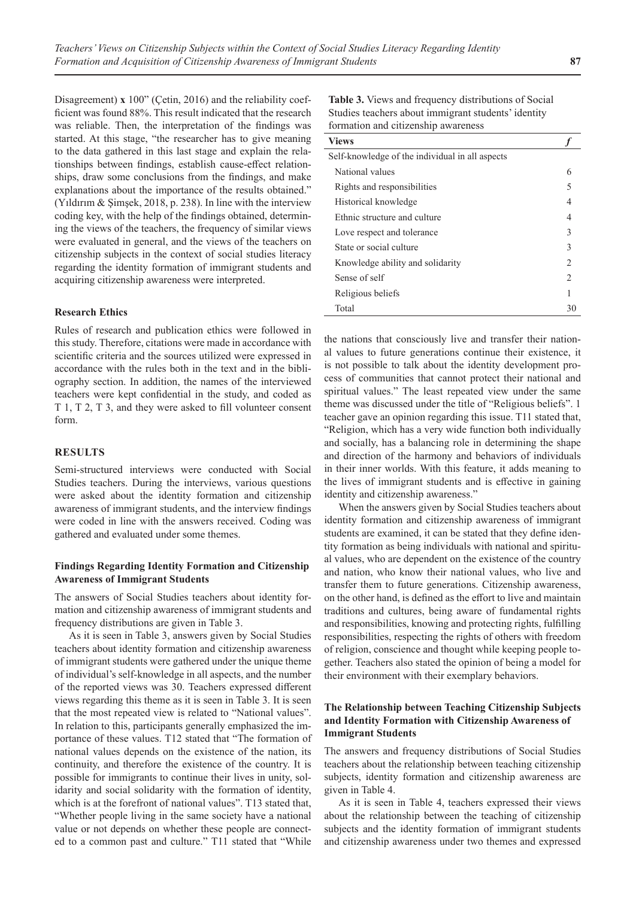Disagreement) **x** 100" (Çetin, 2016) and the reliability coefficient was found 88%. This result indicated that the research was reliable. Then, the interpretation of the findings was started. At this stage, "the researcher has to give meaning to the data gathered in this last stage and explain the relationships between findings, establish cause-effect relationships, draw some conclusions from the findings, and make explanations about the importance of the results obtained." (Yıldırım & Şimşek, 2018, p. 238). In line with the interview coding key, with the help of the findings obtained, determining the views of the teachers, the frequency of similar views were evaluated in general, and the views of the teachers on citizenship subjects in the context of social studies literacy regarding the identity formation of immigrant students and acquiring citizenship awareness were interpreted.

### Research Ethics

Rules of research and publication ethics were followed in this study. Therefore, citations were made in accordance with scientific criteria and the sources utilized were expressed in accordance with the rules both in the text and in the bibliography section. In addition, the names of the interviewed teachers were kept confidential in the study, and coded as T 1, T 2, T 3, and they were asked to fill volunteer consent form.

## RESULTS

Semi-structured interviews were conducted with Social Studies teachers. During the interviews, various questions were asked about the identity formation and citizenship awareness of immigrant students, and the interview findings were coded in line with the answers received. Coding was gathered and evaluated under some themes.

### Findings Regarding Identity Formation and Citizenship Awareness of Immigrant Students

The answers of Social Studies teachers about identity formation and citizenship awareness of immigrant students and frequency distributions are given in Table 3.

As it is seen in Table 3, answers given by Social Studies teachers about identity formation and citizenship awareness of immigrant students were gathered under the unique theme of individual's self-knowledge in all aspects, and the number of the reported views was 30. Teachers expressed different views regarding this theme as it is seen in Table 3. It is seen that the most repeated view is related to "National values". In relation to this, participants generally emphasized the importance of these values. T12 stated that "The formation of national values depends on the existence of the nation, its continuity, and therefore the existence of the country. It is possible for immigrants to continue their lives in unity, solidarity and social solidarity with the formation of identity, which is at the forefront of national values". T13 stated that, "Whether people living in the same society have a national value or not depends on whether these people are connected to a common past and culture." T11 stated that "While the nations that consciously live and transfer their national values to future generations continue their existence, it is not possible to talk about the identity development process of communities that cannot protect their national and spiritual values." The least repeated view under the same theme was discussed under the title of "Religious beliefs". 1 teacher gave an opinion regarding this issue. T11 stated that, "Religion, which has a very wide function both individually and socially, has a balancing role in determining the shape and direction of the harmony and behaviors of individuals in their inner worlds. With this feature, it adds meaning to the lives of immigrant students and is effective in gaining identity and citizenship awareness."

**Table 3.** Views and frequency distributions of Social Studies teachers about immigrant students' identity formation and citizenship awareness

| Views | *f* |
|---|---|
| Self-knowledge of the individual in all aspects | |
| National values | 6 |
| Rights and responsibilities | 5 |
| Historical knowledge | 4 |
| Ethnic structure and culture | 4 |
| Love respect and tolerance | 3 |
| State or social culture | 3 |
| Knowledge ability and solidarity | 2 |
| Sense of self | 2 |
| Religious beliefs | 1 |
| Total | 30 |

When the answers given by Social Studies teachers about identity formation and citizenship awareness of immigrant students are examined, it can be stated that they define identity formation as being individuals with national and spiritual values, who are dependent on the existence of the country and nation, who know their national values, who live and transfer them to future generations. Citizenship awareness, on the other hand, is defined as the effort to live and maintain traditions and cultures, being aware of fundamental rights and responsibilities, knowing and protecting rights, fulfilling responsibilities, respecting the rights of others with freedom of religion, conscience and thought while keeping people together. Teachers also stated the opinion of being a model for their environment with their exemplary behaviors.

### The Relationship between Teaching Citizenship Subjects and Identity Formation with Citizenship Awareness of Immigrant Students

The answers and frequency distributions of Social Studies teachers about the relationship between teaching citizenship subjects, identity formation and citizenship awareness are given in Table 4.

As it is seen in Table 4, teachers expressed their views about the relationship between the teaching of citizenship subjects and the identity formation of immigrant students and citizenship awareness under two themes and expressed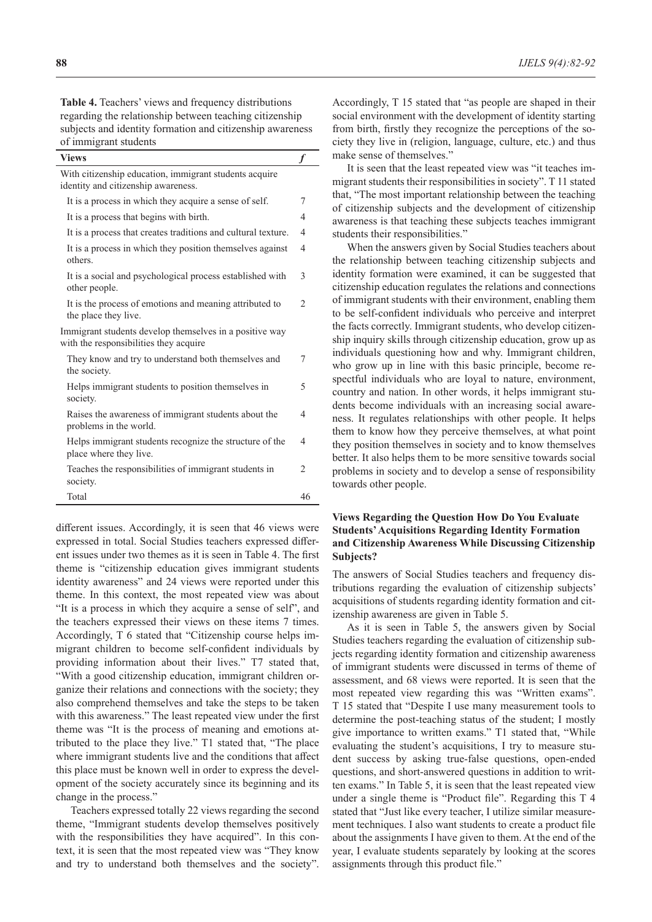**Table 4.** Teachers' views and frequency distributions regarding the relationship between teaching citizenship subjects and identity formation and citizenship awareness of immigrant students

| Views | f |
|---|---|
| With citizenship education, immigrant students acquire identity and citizenship awareness. | |
| It is a process in which they acquire a sense of self. | 7 |
| It is a process that begins with birth. | 4 |
| It is a process that creates traditions and cultural texture. | 4 |
| It is a process in which they position themselves against others. | 4 |
| It is a social and psychological process established with other people. | 3 |
| It is the process of emotions and meaning attributed to the place they live. | 2 |
| Immigrant students develop themselves in a positive way with the responsibilities they acquire | |
| They know and try to understand both themselves and the society. | 7 |
| Helps immigrant students to position themselves in society. | 5 |
| Raises the awareness of immigrant students about the problems in the world. | 4 |
| Helps immigrant students recognize the structure of the place where they live. | 4 |
| Teaches the responsibilities of immigrant students in society. | 2 |
| Total | 46 |

different issues. Accordingly, it is seen that 46 views were expressed in total. Social Studies teachers expressed different issues under two themes as it is seen in Table 4. The first theme is "citizenship education gives immigrant students identity awareness" and 24 views were reported under this theme. In this context, the most repeated view was about "It is a process in which they acquire a sense of self", and the teachers expressed their views on these items 7 times. Accordingly, T 6 stated that "Citizenship course helps immigrant children to become self-confident individuals by providing information about their lives." T7 stated that, "With a good citizenship education, immigrant children organize their relations and connections with the society; they also comprehend themselves and take the steps to be taken with this awareness." The least repeated view under the first theme was "It is the process of meaning and emotions attributed to the place they live." T1 stated that, "The place where immigrant students live and the conditions that affect this place must be known well in order to express the development of the society accurately since its beginning and its change in the process."

Teachers expressed totally 22 views regarding the second theme, "Immigrant students develop themselves positively with the responsibilities they have acquired". In this context, it is seen that the most repeated view was "They know and try to understand both themselves and the society". Accordingly, T 15 stated that "as people are shaped in their social environment with the development of identity starting from birth, firstly they recognize the perceptions of the society they live in (religion, language, culture, etc.) and thus make sense of themselves."

It is seen that the least repeated view was "it teaches immigrant students their responsibilities in society". T 11 stated that, "The most important relationship between the teaching of citizenship subjects and the development of citizenship awareness is that teaching these subjects teaches immigrant students their responsibilities."

When the answers given by Social Studies teachers about the relationship between teaching citizenship subjects and identity formation were examined, it can be suggested that citizenship education regulates the relations and connections of immigrant students with their environment, enabling them to be self-confident individuals who perceive and interpret the facts correctly. Immigrant students, who develop citizenship inquiry skills through citizenship education, grow up as individuals questioning how and why. Immigrant children, who grow up in line with this basic principle, become respectful individuals who are loyal to nature, environment, country and nation. In other words, it helps immigrant students become individuals with an increasing social awareness. It regulates relationships with other people. It helps them to know how they perceive themselves, at what point they position themselves in society and to know themselves better. It also helps them to be more sensitive towards social problems in society and to develop a sense of responsibility towards other people.

### Views Regarding the Question How Do You Evaluate Students' Acquisitions Regarding Identity Formation and Citizenship Awareness While Discussing Citizenship Subjects?

The answers of Social Studies teachers and frequency distributions regarding the evaluation of citizenship subjects' acquisitions of students regarding identity formation and citizenship awareness are given in Table 5.

As it is seen in Table 5, the answers given by Social Studies teachers regarding the evaluation of citizenship subjects regarding identity formation and citizenship awareness of immigrant students were discussed in terms of theme of assessment, and 68 views were reported. It is seen that the most repeated view regarding this was "Written exams". T 15 stated that "Despite I use many measurement tools to determine the post-teaching status of the student; I mostly give importance to written exams." T1 stated that, "While evaluating the student's acquisitions, I try to measure student success by asking true-false questions, open-ended questions, and short-answered questions in addition to written exams." In Table 5, it is seen that the least repeated view under a single theme is "Product file". Regarding this T 4 stated that "Just like every teacher, I utilize similar measurement techniques. I also want students to create a product file about the assignments I have given to them. At the end of the year, I evaluate students separately by looking at the scores assignments through this product file."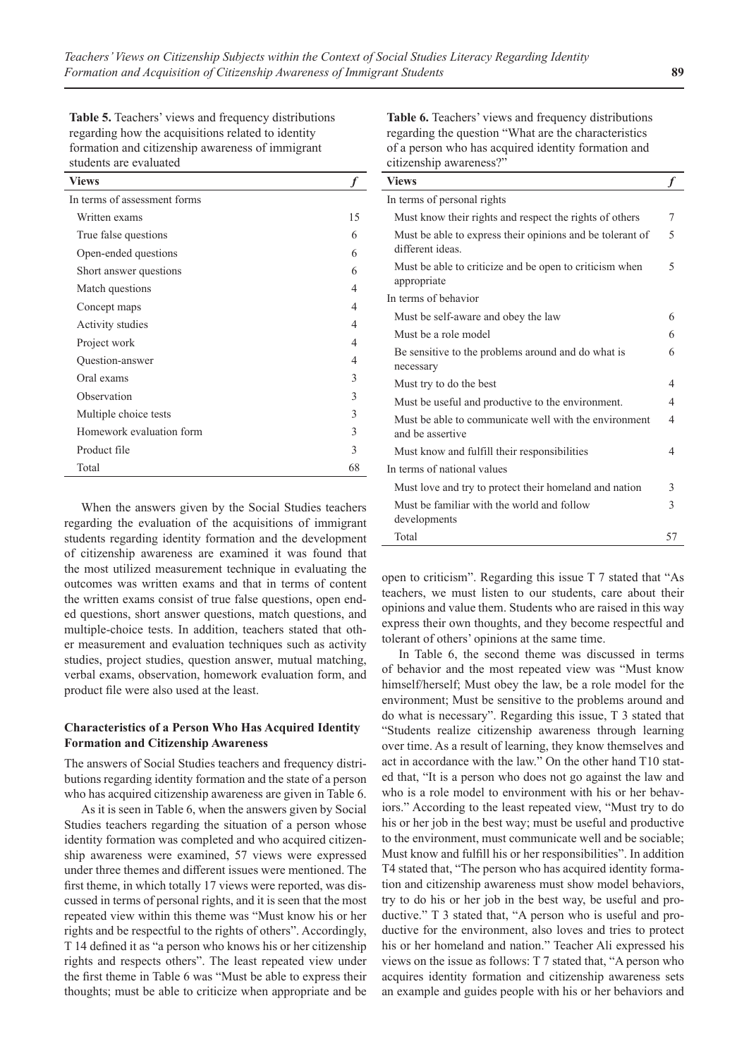**Table 5.** Teachers' views and frequency distributions regarding how the acquisitions related to identity formation and citizenship awareness of immigrant students are evaluated

| Views | *f* |
|---|---|
| In terms of assessment forms | |
| Written exams | 15 |
| True false questions | 6 |
| Open-ended questions | 6 |
| Short answer questions | 6 |
| Match questions | 4 |
| Concept maps | 4 |
| Activity studies | 4 |
| Project work | 4 |
| Question-answer | 4 |
| Oral exams | 3 |
| Observation | 3 |
| Multiple choice tests | 3 |
| Homework evaluation form | 3 |
| Product file | 3 |
| Total | 68 |

When the answers given by the Social Studies teachers regarding the evaluation of the acquisitions of immigrant students regarding identity formation and the development of citizenship awareness are examined it was found that the most utilized measurement technique in evaluating the outcomes was written exams and that in terms of content the written exams consist of true false questions, open ended questions, short answer questions, match questions, and multiple-choice tests. In addition, teachers stated that other measurement and evaluation techniques such as activity studies, project studies, question answer, mutual matching, verbal exams, observation, homework evaluation form, and product file were also used at the least.

### Characteristics of a Person Who Has Acquired Identity Formation and Citizenship Awareness

The answers of Social Studies teachers and frequency distributions regarding identity formation and the state of a person who has acquired citizenship awareness are given in Table 6.

As it is seen in Table 6, when the answers given by Social Studies teachers regarding the situation of a person whose identity formation was completed and who acquired citizenship awareness were examined, 57 views were expressed under three themes and different issues were mentioned. The first theme, in which totally 17 views were reported, was discussed in terms of personal rights, and it is seen that the most repeated view within this theme was "Must know his or her rights and be respectful to the rights of others". Accordingly, T 14 defined it as "a person who knows his or her citizenship rights and respects others". The least repeated view under the first theme in Table 6 was "Must be able to express their thoughts; must be able to criticize when appropriate and be open to criticism". Regarding this issue T 7 stated that "As teachers, we must listen to our students, care about their opinions and value them. Students who are raised in this way express their own thoughts, and they become respectful and tolerant of others' opinions at the same time.

**Table 6.** Teachers' views and frequency distributions regarding the question "What are the characteristics of a person who has acquired identity formation and citizenship awareness?"

| Views | *f* |
|---|---|
| In terms of personal rights | |
| Must know their rights and respect the rights of others | 7 |
| Must be able to express their opinions and be tolerant of different ideas. | 5 |
| Must be able to criticize and be open to criticism when appropriate | 5 |
| In terms of behavior | |
| Must be self-aware and obey the law | 6 |
| Must be a role model | 6 |
| Be sensitive to the problems around and do what is necessary | 6 |
| Must try to do the best | 4 |
| Must be useful and productive to the environment. | 4 |
| Must be able to communicate well with the environment and be assertive | 4 |
| Must know and fulfill their responsibilities | 4 |
| In terms of national values | |
| Must love and try to protect their homeland and nation | 3 |
| Must be familiar with the world and follow developments | 3 |
| Total | 57 |

In Table 6, the second theme was discussed in terms of behavior and the most repeated view was "Must know himself/herself; Must obey the law, be a role model for the environment; Must be sensitive to the problems around and do what is necessary". Regarding this issue, T 3 stated that "Students realize citizenship awareness through learning over time. As a result of learning, they know themselves and act in accordance with the law." On the other hand T10 stated that, "It is a person who does not go against the law and who is a role model to environment with his or her behaviors." According to the least repeated view, "Must try to do his or her job in the best way; must be useful and productive to the environment, must communicate well and be sociable; Must know and fulfill his or her responsibilities". In addition T4 stated that, "The person who has acquired identity formation and citizenship awareness must show model behaviors, try to do his or her job in the best way, be useful and productive." T 3 stated that, "A person who is useful and productive for the environment, also loves and tries to protect his or her homeland and nation." Teacher Ali expressed his views on the issue as follows: T 7 stated that, "A person who acquires identity formation and citizenship awareness sets an example and guides people with his or her behaviors and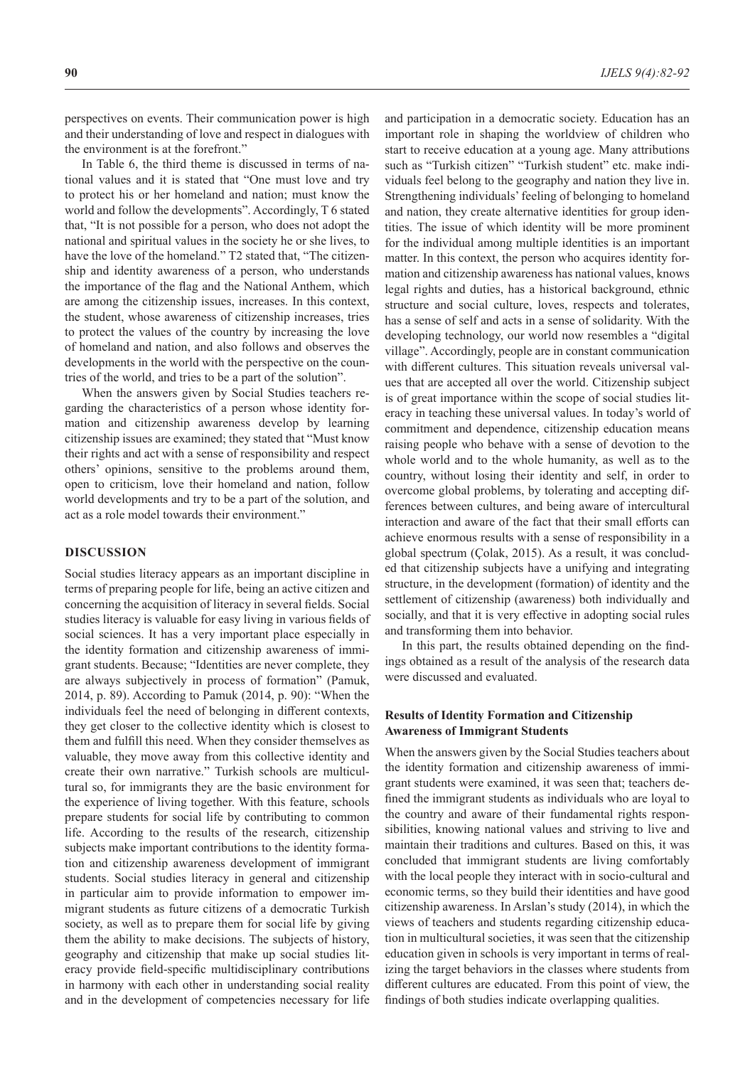perspectives on events. Their communication power is high and their understanding of love and respect in dialogues with the environment is at the forefront."

In Table 6, the third theme is discussed in terms of national values and it is stated that "One must love and try to protect his or her homeland and nation; must know the world and follow the developments". Accordingly, T 6 stated that, "It is not possible for a person, who does not adopt the national and spiritual values in the society he or she lives, to have the love of the homeland." T2 stated that, "The citizenship and identity awareness of a person, who understands the importance of the flag and the National Anthem, which are among the citizenship issues, increases. In this context, the student, whose awareness of citizenship increases, tries to protect the values of the country by increasing the love of homeland and nation, and also follows and observes the developments in the world with the perspective on the countries of the world, and tries to be a part of the solution".

When the answers given by Social Studies teachers regarding the characteristics of a person whose identity formation and citizenship awareness develop by learning citizenship issues are examined; they stated that "Must know their rights and act with a sense of responsibility and respect others' opinions, sensitive to the problems around them, open to criticism, love their homeland and nation, follow world developments and try to be a part of the solution, and act as a role model towards their environment."

## DISCUSSION

Social studies literacy appears as an important discipline in terms of preparing people for life, being an active citizen and concerning the acquisition of literacy in several fields. Social studies literacy is valuable for easy living in various fields of social sciences. It has a very important place especially in the identity formation and citizenship awareness of immigrant students. Because; "Identities are never complete, they are always subjectively in process of formation" (Pamuk, 2014, p. 89). According to Pamuk (2014, p. 90): "When the individuals feel the need of belonging in different contexts, they get closer to the collective identity which is closest to them and fulfill this need. When they consider themselves as valuable, they move away from this collective identity and create their own narrative." Turkish schools are multicultural so, for immigrants they are the basic environment for the experience of living together. With this feature, schools prepare students for social life by contributing to common life. According to the results of the research, citizenship subjects make important contributions to the identity formation and citizenship awareness development of immigrant students. Social studies literacy in general and citizenship in particular aim to provide information to empower immigrant students as future citizens of a democratic Turkish society, as well as to prepare them for social life by giving them the ability to make decisions. The subjects of history, geography and citizenship that make up social studies literacy provide field-specific multidisciplinary contributions in harmony with each other in understanding social reality and in the development of competencies necessary for life and participation in a democratic society. Education has an important role in shaping the worldview of children who start to receive education at a young age. Many attributions such as "Turkish citizen" "Turkish student" etc. make individuals feel belong to the geography and nation they live in. Strengthening individuals' feeling of belonging to homeland and nation, they create alternative identities for group identities. The issue of which identity will be more prominent for the individual among multiple identities is an important matter. In this context, the person who acquires identity formation and citizenship awareness has national values, knows legal rights and duties, has a historical background, ethnic structure and social culture, loves, respects and tolerates, has a sense of self and acts in a sense of solidarity. With the developing technology, our world now resembles a "digital village". Accordingly, people are in constant communication with different cultures. This situation reveals universal values that are accepted all over the world. Citizenship subject is of great importance within the scope of social studies literacy in teaching these universal values. In today's world of commitment and dependence, citizenship education means raising people who behave with a sense of devotion to the whole world and to the whole humanity, as well as to the country, without losing their identity and self, in order to overcome global problems, by tolerating and accepting differences between cultures, and being aware of intercultural interaction and aware of the fact that their small efforts can achieve enormous results with a sense of responsibility in a global spectrum (Çolak, 2015). As a result, it was concluded that citizenship subjects have a unifying and integrating structure, in the development (formation) of identity and the settlement of citizenship (awareness) both individually and socially, and that it is very effective in adopting social rules and transforming them into behavior.

In this part, the results obtained depending on the findings obtained as a result of the analysis of the research data were discussed and evaluated.

### Results of Identity Formation and Citizenship Awareness of Immigrant Students

When the answers given by the Social Studies teachers about the identity formation and citizenship awareness of immigrant students were examined, it was seen that; teachers defined the immigrant students as individuals who are loyal to the country and aware of their fundamental rights responsibilities, knowing national values and striving to live and maintain their traditions and cultures. Based on this, it was concluded that immigrant students are living comfortably with the local people they interact with in socio-cultural and economic terms, so they build their identities and have good citizenship awareness. In Arslan's study (2014), in which the views of teachers and students regarding citizenship education in multicultural societies, it was seen that the citizenship education given in schools is very important in terms of realizing the target behaviors in the classes where students from different cultures are educated. From this point of view, the findings of both studies indicate overlapping qualities.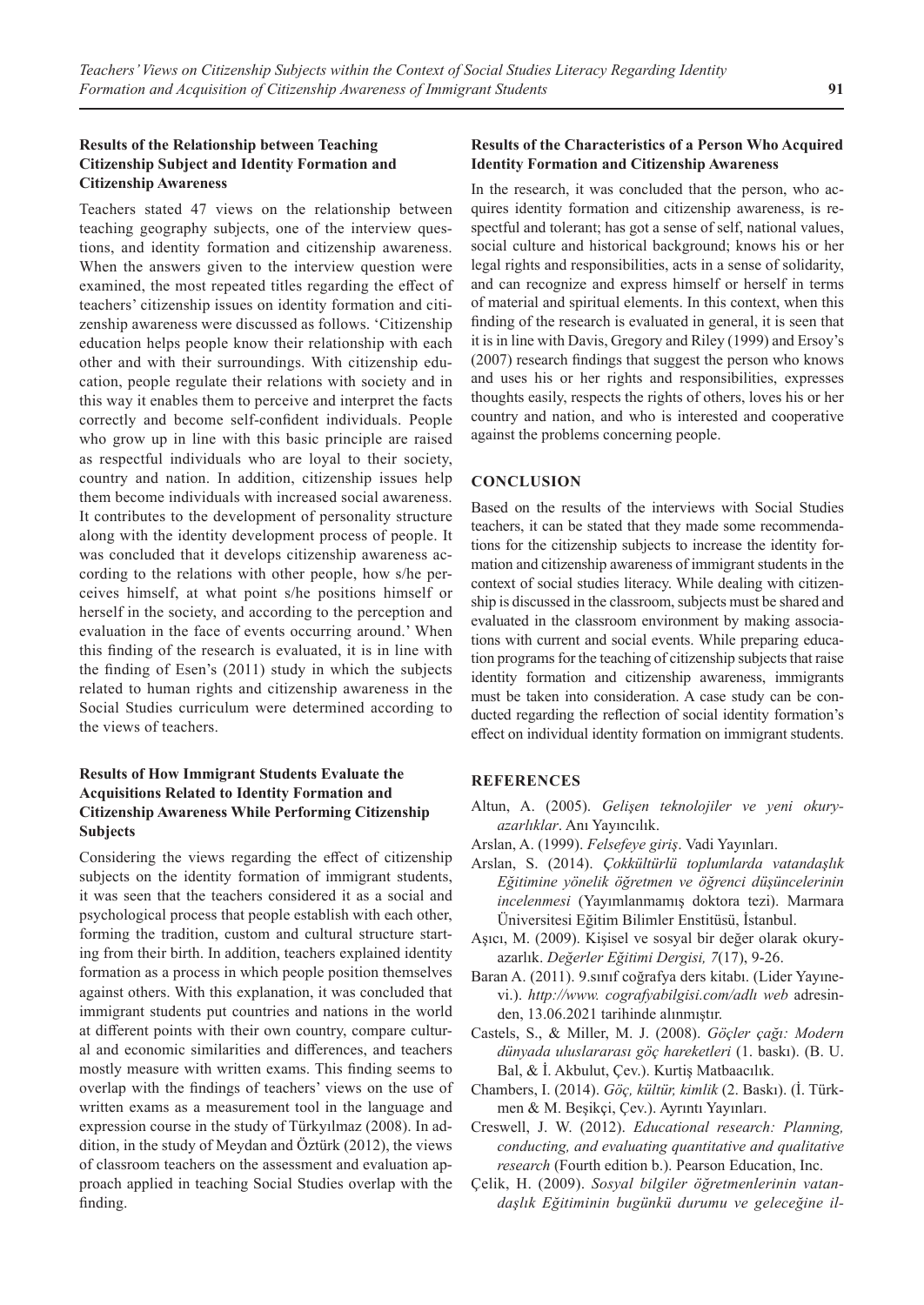### Results of the Relationship between Teaching Citizenship Subject and Identity Formation and Citizenship Awareness

Teachers stated 47 views on the relationship between teaching geography subjects, one of the interview questions, and identity formation and citizenship awareness. When the answers given to the interview question were examined, the most repeated titles regarding the effect of teachers' citizenship issues on identity formation and citizenship awareness were discussed as follows. 'Citizenship education helps people know their relationship with each other and with their surroundings. With citizenship education, people regulate their relations with society and in this way it enables them to perceive and interpret the facts correctly and become self-confident individuals. People who grow up in line with this basic principle are raised as respectful individuals who are loyal to their society, country and nation. In addition, citizenship issues help them become individuals with increased social awareness. It contributes to the development of personality structure along with the identity development process of people. It was concluded that it develops citizenship awareness according to the relations with other people, how s/he perceives himself, at what point s/he positions himself or herself in the society, and according to the perception and evaluation in the face of events occurring around.' When this finding of the research is evaluated, it is in line with the finding of Esen's (2011) study in which the subjects related to human rights and citizenship awareness in the Social Studies curriculum were determined according to the views of teachers.

### Results of How Immigrant Students Evaluate the Acquisitions Related to Identity Formation and Citizenship Awareness While Performing Citizenship Subjects

Considering the views regarding the effect of citizenship subjects on the identity formation of immigrant students, it was seen that the teachers considered it as a social and psychological process that people establish with each other, forming the tradition, custom and cultural structure starting from their birth. In addition, teachers explained identity formation as a process in which people position themselves against others. With this explanation, it was concluded that immigrant students put countries and nations in the world at different points with their own country, compare cultural and economic similarities and differences, and teachers mostly measure with written exams. This finding seems to overlap with the findings of teachers' views on the use of written exams as a measurement tool in the language and expression course in the study of Türkyılmaz (2008). In addition, in the study of Meydan and Öztürk (2012), the views of classroom teachers on the assessment and evaluation approach applied in teaching Social Studies overlap with the finding.

### Results of the Characteristics of a Person Who Acquired Identity Formation and Citizenship Awareness

In the research, it was concluded that the person, who acquires identity formation and citizenship awareness, is respectful and tolerant; has got a sense of self, national values, social culture and historical background; knows his or her legal rights and responsibilities, acts in a sense of solidarity, and can recognize and express himself or herself in terms of material and spiritual elements. In this context, when this finding of the research is evaluated in general, it is seen that it is in line with Davis, Gregory and Riley (1999) and Ersoy's (2007) research findings that suggest the person who knows and uses his or her rights and responsibilities, expresses thoughts easily, respects the rights of others, loves his or her country and nation, and who is interested and cooperative against the problems concerning people.

## CONCLUSION

Based on the results of the interviews with Social Studies teachers, it can be stated that they made some recommendations for the citizenship subjects to increase the identity formation and citizenship awareness of immigrant students in the context of social studies literacy. While dealing with citizenship is discussed in the classroom, subjects must be shared and evaluated in the classroom environment by making associations with current and social events. While preparing education programs for the teaching of citizenship subjects that raise identity formation and citizenship awareness, immigrants must be taken into consideration. A case study can be conducted regarding the reflection of social identity formation's effect on individual identity formation on immigrant students.

## REFERENCES

Altun, A. (2005). *Gelişen teknolojiler ve yeni okuryazarlıklar*. Anı Yayıncılık.

Arslan, A. (1999). *Felsefeye giriş*. Vadi Yayınları.

Arslan, S. (2014). *Çokkültürlü toplumlarda vatandaşlık Eğitimine yönelik öğretmen ve öğrenci düşüncelerinin incelenmesi* (Yayımlanmamış doktora tezi). Marmara Üniversitesi Eğitim Bilimler Enstitüsü, İstanbul.

Aşıcı, M. (2009). Kişisel ve sosyal bir değer olarak okuryazarlık. *Değerler Eğitimi Dergisi, 7*(17), 9-26.

Baran A. (2011). 9.sınıf coğrafya ders kitabı. (Lider Yayınevi.). *http://www. cografyabilgisi.com/adlı web* adresinden, 13.06.2021 tarihinde alınmıştır.

Castels, S., & Miller, M. J. (2008). *Göçler çağı: Modern dünyada uluslararası göç hareketleri* (1. baskı). (B. U. Bal, & İ. Akbulut, Çev.). Kurtiş Matbaacılık.

Chambers, I. (2014). *Göç, kültür, kimlik* (2. Baskı). (İ. Türkmen & M. Beşikçi, Çev.). Ayrıntı Yayınları.

Creswell, J. W. (2012). *Educational research: Planning, conducting, and evaluating quantitative and qualitative research* (Fourth edition b.). Pearson Education, Inc.

Çelik, H. (2009). *Sosyal bilgiler öğretmenlerinin vatandaşlık Eğitiminin bugünkü durumu ve geleceğine il-*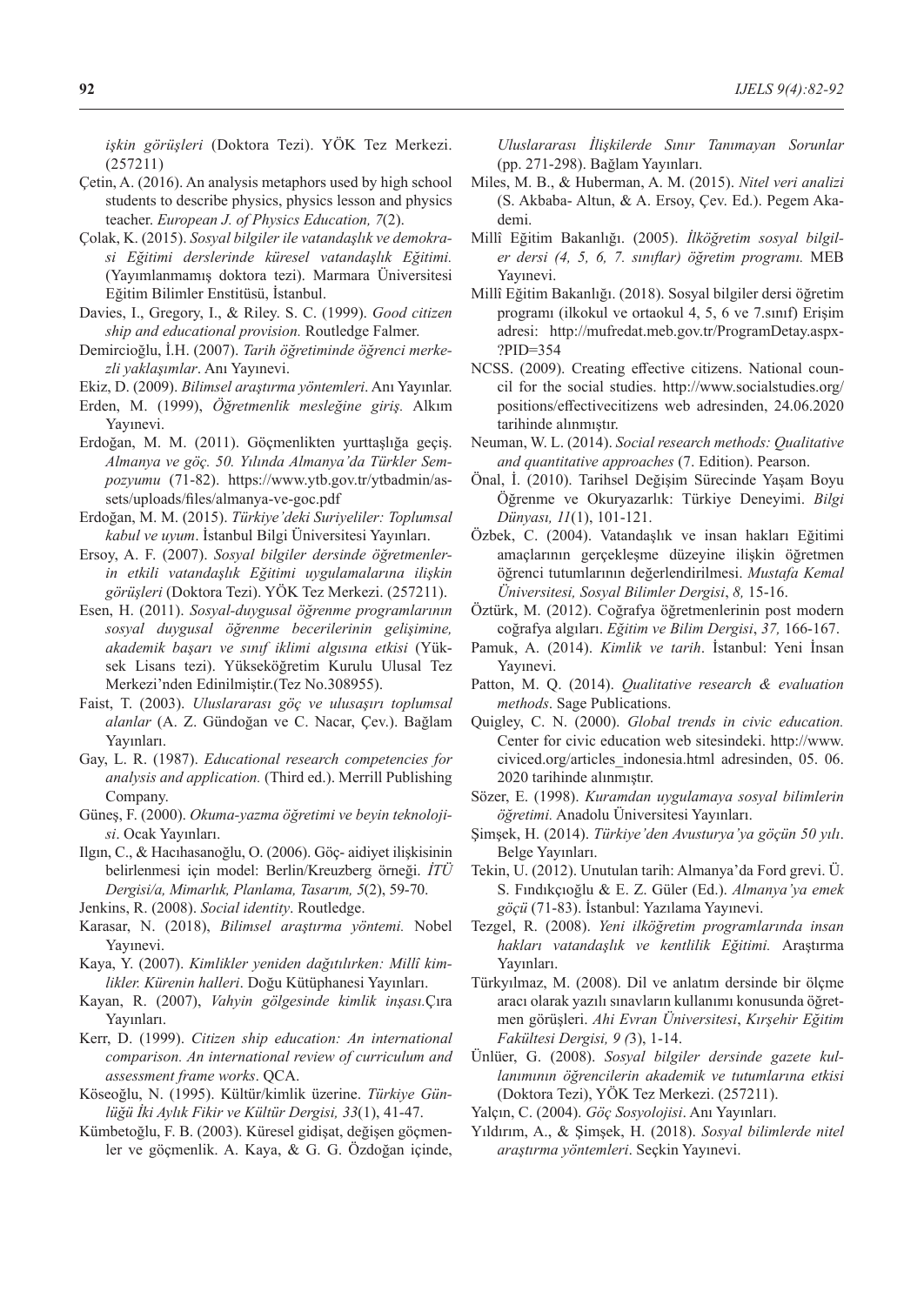*işkin görüşleri* (Doktora Tezi). YÖK Tez Merkezi. (257211)

Çetin, A. (2016). An analysis metaphors used by high school students to describe physics, physics lesson and physics teacher. *European J. of Physics Education, 7*(2).

Çolak, K. (2015). *Sosyal bilgiler ile vatandaşlık ve demokrasi Eğitimi derslerinde küresel vatandaşlık Eğitimi.* (Yayımlanmamış doktora tezi). Marmara Üniversitesi Eğitim Bilimler Enstitüsü, İstanbul.

Davies, I., Gregory, I., & Riley. S. C. (1999). *Good citizen ship and educational provision.* Routledge Falmer.

Demircioğlu, İ.H. (2007). *Tarih öğretiminde öğrenci merkezli yaklaşımlar*. Anı Yayınevi.

Ekiz, D. (2009). *Bilimsel araştırma yöntemleri*. Anı Yayınlar.

Erden, M. (1999), *Öğretmenlik mesleğine giriş.* Alkım Yayınevi.

Erdoğan, M. M. (2011). Göçmenlikten yurttaşlığa geçiş. *Almanya ve göç. 50. Yılında Almanya'da Türkler Sempozyumu* (71-82). https://www.ytb.gov.tr/ytbadmin/assets/uploads/files/almanya-ve-goc.pdf

Erdoğan, M. M. (2015). *Türkiye'deki Suriyeliler: Toplumsal kabul ve uyum*. İstanbul Bilgi Üniversitesi Yayınları.

Ersoy, A. F. (2007). *Sosyal bilgiler dersinde öğretmenlerin etkili vatandaşlık Eğitimi uygulamalarına ilişkin görüşleri* (Doktora Tezi). YÖK Tez Merkezi. (257211).

Esen, H. (2011). *Sosyal-duygusal öğrenme programlarının sosyal duygusal öğrenme becerilerinin gelişimine, akademik başarı ve sınıf iklimi algısına etkisi* (Yüksek Lisans tezi). Yükseköğretim Kurulu Ulusal Tez Merkezi'nden Edinilmiştir.(Tez No.308955).

Faist, T. (2003). *Uluslararası göç ve ulusaşırı toplumsal alanlar* (A. Z. Gündoğan ve C. Nacar, Çev.). Bağlam Yayınları.

Gay, L. R. (1987). *Educational research competencies for analysis and application.* (Third ed.). Merrill Publishing Company.

Güneş, F. (2000). *Okuma-yazma öğretimi ve beyin teknolojisi*. Ocak Yayınları.

Ilgın, C., & Hacıhasanoğlu, O. (2006). Göç- aidiyet ilişkisinin belirlenmesi için model: Berlin/Kreuzberg örneği. *İTÜ Dergisi/a, Mimarlık, Planlama, Tasarım, 5*(2), 59-70.

Jenkins, R. (2008). *Social identity*. Routledge.

Karasar, N. (2018), *Bilimsel araştırma yöntemi.* Nobel Yayınevi.

Kaya, Y. (2007). *Kimlikler yeniden dağıtılırken: Millî kimlikler. Kürenin halleri*. Doğu Kütüphanesi Yayınları.

Kayan, R. (2007), *Vahyin gölgesinde kimlik inşası.*Çıra Yayınları.

Kerr, D. (1999). *Citizen ship education: An international comparison. An international review of curriculum and assessment frame works*. QCA.

Köseoğlu, N. (1995). Kültür/kimlik üzerine. *Türkiye Günlüğü İki Aylık Fikir ve Kültür Dergisi, 33*(1), 41-47.

Kümbetoğlu, F. B. (2003). Küresel gidişat, değişen göçmenler ve göçmenlik. A. Kaya, & G. G. Özdoğan içinde, *Uluslararası İlişkilerde Sınır Tanımayan Sorunlar* (pp. 271-298). Bağlam Yayınları.

Miles, M. B., & Huberman, A. M. (2015). *Nitel veri analizi* (S. Akbaba- Altun, & A. Ersoy, Çev. Ed.). Pegem Akademi.

Millî Eğitim Bakanlığı. (2005). *İlköğretim sosyal bilgiler dersi (4, 5, 6, 7. sınıflar) öğretim programı.* MEB Yayınevi.

Millî Eğitim Bakanlığı. (2018). Sosyal bilgiler dersi öğretim programı (ilkokul ve ortaokul 4, 5, 6 ve 7.sınıf) Erişim adresi: http://mufredat.meb.gov.tr/ProgramDetay.aspx?PID=354

NCSS. (2009). Creating effective citizens. National council for the social studies. http://www.socialstudies.org/positions/effectivecitizens web adresinden, 24.06.2020 tarihinde alınmıştır.

Neuman, W. L. (2014). *Social research methods: Qualitative and quantitative approaches* (7. Edition). Pearson.

Önal, İ. (2010). Tarihsel Değişim Sürecinde Yaşam Boyu Öğrenme ve Okuryazarlık: Türkiye Deneyimi. *Bilgi Dünyası, 11*(1), 101-121.

Özbek, C. (2004). Vatandaşlık ve insan hakları Eğitimi amaçlarının gerçekleşme düzeyine ilişkin öğretmen öğrenci tutumlarının değerlendirilmesi. *Mustafa Kemal Üniversitesi, Sosyal Bilimler Dergisi*, *8,* 15-16.

Öztürk, M. (2012). Coğrafya öğretmenlerinin post modern coğrafya algıları. *Eğitim ve Bilim Dergisi*, *37,* 166-167.

Pamuk, A. (2014). *Kimlik ve tarih*. İstanbul: Yeni İnsan Yayınevi.

Patton, M. Q. (2014). *Qualitative research & evaluation methods*. Sage Publications.

Quigley, C. N. (2000). *Global trends in civic education.* Center for civic education web sitesindeki. http://www.civiced.org/articles_indonesia.html adresinden, 05. 06. 2020 tarihinde alınmıştır.

Sözer, E. (1998). *Kuramdan uygulamaya sosyal bilimlerin öğretimi.* Anadolu Üniversitesi Yayınları.

Şimşek, H. (2014). *Türkiye'den Avusturya'ya göçün 50 yılı*. Belge Yayınları.

Tekin, U. (2012). Unutulan tarih: Almanya'da Ford grevi. Ü. S. Fındıkçıoğlu & E. Z. Güler (Ed.). *Almanya'ya emek göçü* (71-83). İstanbul: Yazılama Yayınevi.

Tezgel, R. (2008). *Yeni ilköğretim programlarında insan hakları vatandaşlık ve kentlilik Eğitimi.* Araştırma Yayınları.

Türkyılmaz, M. (2008). Dil ve anlatım dersinde bir ölçme aracı olarak yazılı sınavların kullanımı konusunda öğretmen görüşleri. *Ahi Evran Üniversitesi*, *Kırşehir Eğitim Fakültesi Dergisi, 9 (*3), 1-14.

Ünlüer, G. (2008). *Sosyal bilgiler dersinde gazete kullanımının öğrencilerin akademik ve tutumlarına etkisi* (Doktora Tezi), YÖK Tez Merkezi. (257211).

Yalçın, C. (2004). *Göç Sosyolojisi*. Anı Yayınları.

Yıldırım, A., & Şimşek, H. (2018). *Sosyal bilimlerde nitel araştırma yöntemleri*. Seçkin Yayınevi.